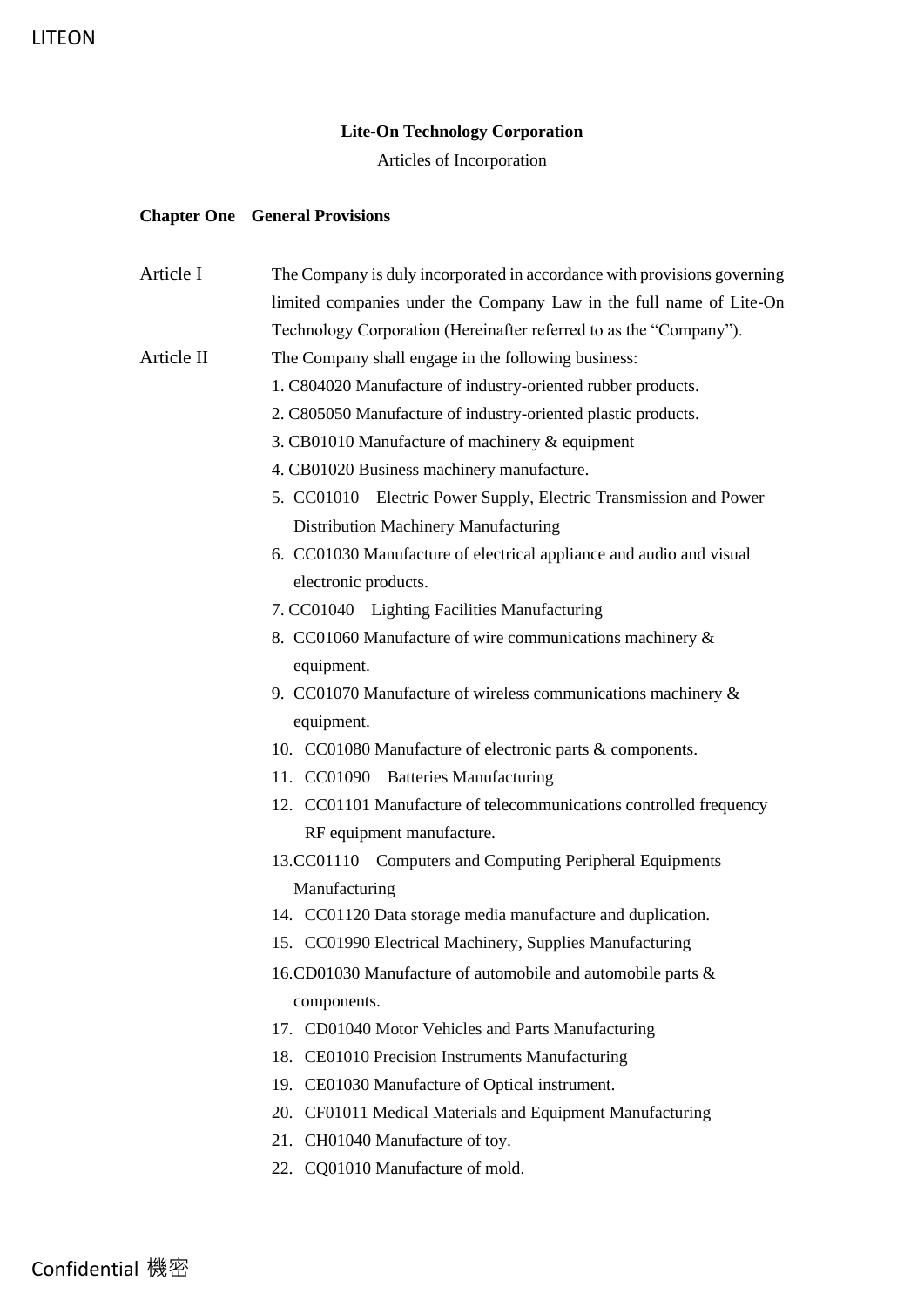**Lite-On Technology Corporation**

Articles of Incorporation

## Chapter One General Provisions

**Article I** The Company is duly incorporated in accordance with provisions governing limited companies under the Company Law in the full name of Lite-On Technology Corporation (Hereinafter referred to as the "Company").

**Article II** The Company shall engage in the following business:

1. C804020 Manufacture of industry-oriented rubber products.
2. C805050 Manufacture of industry-oriented plastic products.
3. CB01010 Manufacture of machinery & equipment
4. CB01020 Business machinery manufacture.
5. CC01010 Electric Power Supply, Electric Transmission and Power Distribution Machinery Manufacturing
6. CC01030 Manufacture of electrical appliance and audio and visual electronic products.
7. CC01040 Lighting Facilities Manufacturing
8. CC01060 Manufacture of wire communications machinery & equipment.
9. CC01070 Manufacture of wireless communications machinery & equipment.
10. CC01080 Manufacture of electronic parts & components.
11. CC01090 Batteries Manufacturing
12. CC01101 Manufacture of telecommunications controlled frequency RF equipment manufacture.
13. CC01110 Computers and Computing Peripheral Equipments Manufacturing
14. CC01120 Data storage media manufacture and duplication.
15. CC01990 Electrical Machinery, Supplies Manufacturing
16. CD01030 Manufacture of automobile and automobile parts & components.
17. CD01040 Motor Vehicles and Parts Manufacturing
18. CE01010 Precision Instruments Manufacturing
19. CE01030 Manufacture of Optical instrument.
20. CF01011 Medical Materials and Equipment Manufacturing
21. CH01040 Manufacture of toy.
22. CQ01010 Manufacture of mold.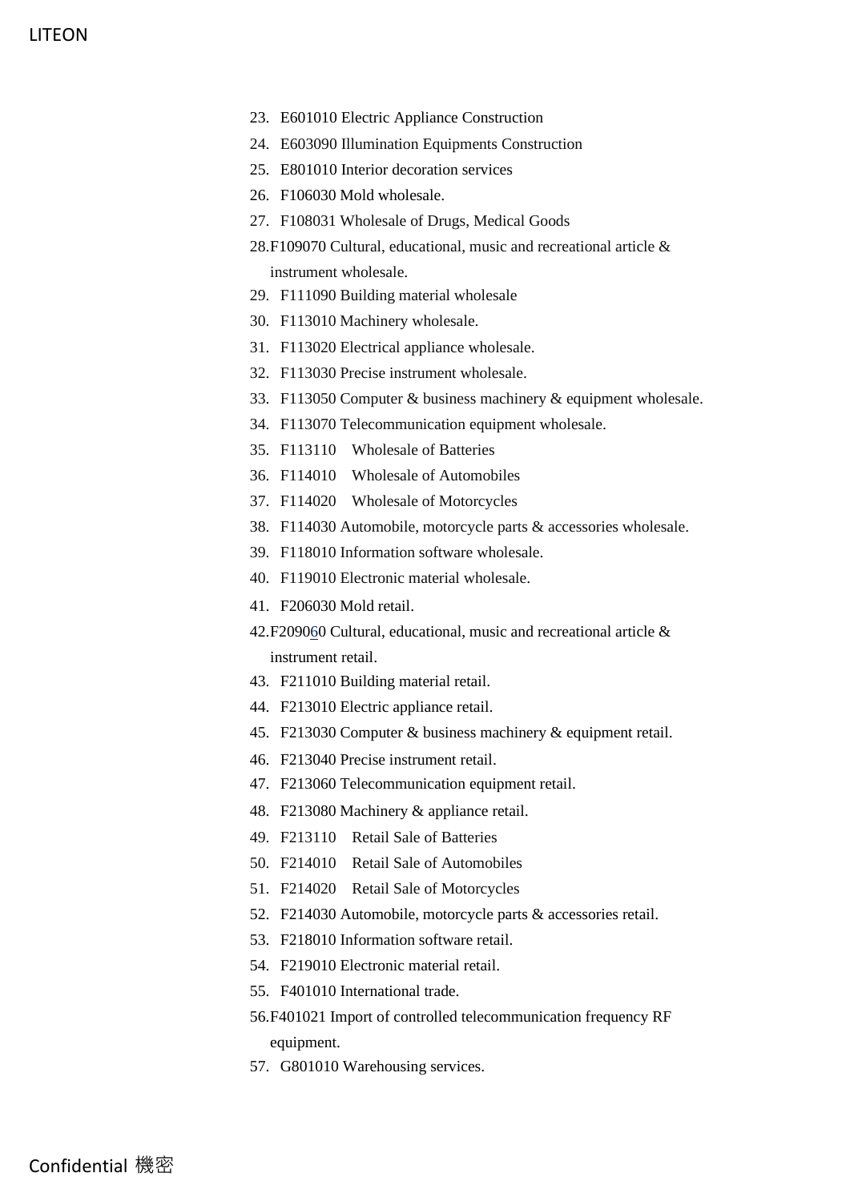23. E601010 Electric Appliance Construction
24. E603090 Illumination Equipments Construction
25. E801010 Interior decoration services
26. F106030 Mold wholesale.
27. F108031 Wholesale of Drugs, Medical Goods
28. F109070 Cultural, educational, music and recreational article & instrument wholesale.
29. F111090 Building material wholesale
30. F113010 Machinery wholesale.
31. F113020 Electrical appliance wholesale.
32. F113030 Precise instrument wholesale.
33. F113050 Computer & business machinery & equipment wholesale.
34. F113070 Telecommunication equipment wholesale.
35. F113110 Wholesale of Batteries
36. F114010 Wholesale of Automobiles
37. F114020 Wholesale of Motorcycles
38. F114030 Automobile, motorcycle parts & accessories wholesale.
39. F118010 Information software wholesale.
40. F119010 Electronic material wholesale.
41. F206030 Mold retail.
42. F209060 Cultural, educational, music and recreational article & instrument retail.
43. F211010 Building material retail.
44. F213010 Electric appliance retail.
45. F213030 Computer & business machinery & equipment retail.
46. F213040 Precise instrument retail.
47. F213060 Telecommunication equipment retail.
48. F213080 Machinery & appliance retail.
49. F213110 Retail Sale of Batteries
50. F214010 Retail Sale of Automobiles
51. F214020 Retail Sale of Motorcycles
52. F214030 Automobile, motorcycle parts & accessories retail.
53. F218010 Information software retail.
54. F219010 Electronic material retail.
55. F401010 International trade.
56. F401021 Import of controlled telecommunication frequency RF equipment.
57. G801010 Warehousing services.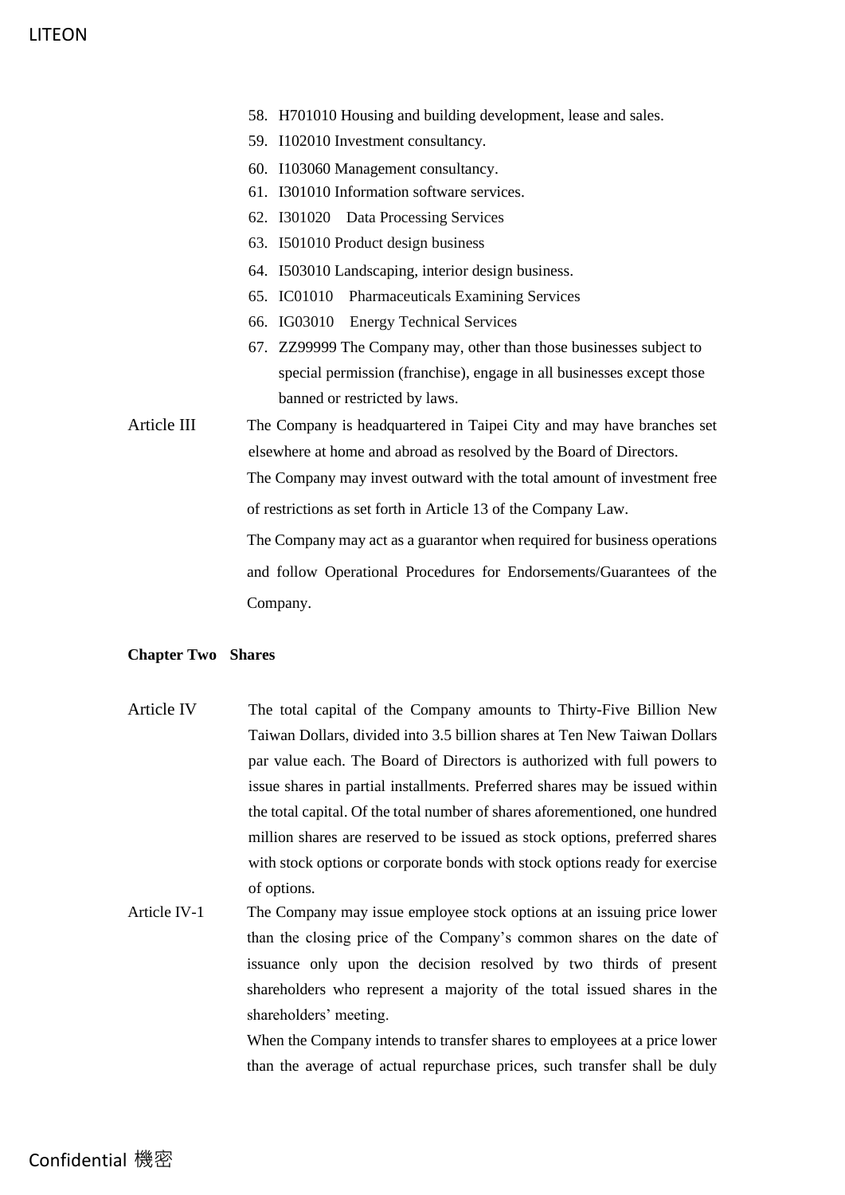58. H701010 Housing and building development, lease and sales.
59. I102010 Investment consultancy.
60. I103060 Management consultancy.
61. I301010 Information software services.
62. I301020 Data Processing Services
63. I501010 Product design business
64. I503010 Landscaping, interior design business.
65. IC01010 Pharmaceuticals Examining Services
66. IG03010 Energy Technical Services
67. ZZ99999 The Company may, other than those businesses subject to special permission (franchise), engage in all businesses except those banned or restricted by laws.

Article III The Company is headquartered in Taipei City and may have branches set elsewhere at home and abroad as resolved by the Board of Directors.

The Company may invest outward with the total amount of investment free of restrictions as set forth in Article 13 of the Company Law.

The Company may act as a guarantor when required for business operations and follow Operational Procedures for Endorsements/Guarantees of the Company.

**Chapter Two Shares**

Article IV The total capital of the Company amounts to Thirty-Five Billion New Taiwan Dollars, divided into 3.5 billion shares at Ten New Taiwan Dollars par value each. The Board of Directors is authorized with full powers to issue shares in partial installments. Preferred shares may be issued within the total capital. Of the total number of shares aforementioned, one hundred million shares are reserved to be issued as stock options, preferred shares with stock options or corporate bonds with stock options ready for exercise of options.

Article IV-1 The Company may issue employee stock options at an issuing price lower than the closing price of the Company's common shares on the date of issuance only upon the decision resolved by two thirds of present shareholders who represent a majority of the total issued shares in the shareholders' meeting.

When the Company intends to transfer shares to employees at a price lower than the average of actual repurchase prices, such transfer shall be duly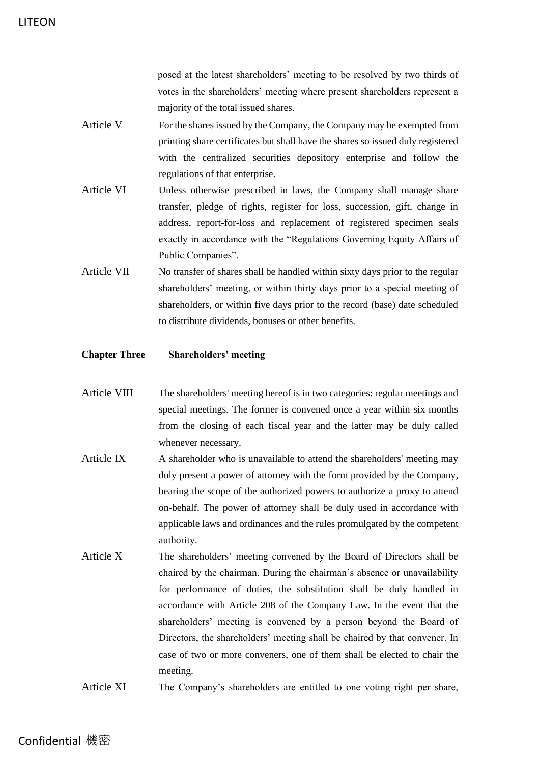posed at the latest shareholders' meeting to be resolved by two thirds of votes in the shareholders' meeting where present shareholders represent a majority of the total issued shares.

**Article V** For the shares issued by the Company, the Company may be exempted from printing share certificates but shall have the shares so issued duly registered with the centralized securities depository enterprise and follow the regulations of that enterprise.

**Article VI** Unless otherwise prescribed in laws, the Company shall manage share transfer, pledge of rights, register for loss, succession, gift, change in address, report-for-loss and replacement of registered specimen seals exactly in accordance with the "Regulations Governing Equity Affairs of Public Companies".

**Article VII** No transfer of shares shall be handled within sixty days prior to the regular shareholders' meeting, or within thirty days prior to a special meeting of shareholders, or within five days prior to the record (base) date scheduled to distribute dividends, bonuses or other benefits.

## Chapter Three Shareholders' meeting

**Article VIII** The shareholders' meeting hereof is in two categories: regular meetings and special meetings. The former is convened once a year within six months from the closing of each fiscal year and the latter may be duly called whenever necessary.

**Article IX** A shareholder who is unavailable to attend the shareholders' meeting may duly present a power of attorney with the form provided by the Company, bearing the scope of the authorized powers to authorize a proxy to attend on-behalf. The power of attorney shall be duly used in accordance with applicable laws and ordinances and the rules promulgated by the competent authority.

**Article X** The shareholders' meeting convened by the Board of Directors shall be chaired by the chairman. During the chairman's absence or unavailability for performance of duties, the substitution shall be duly handled in accordance with Article 208 of the Company Law. In the event that the shareholders' meeting is convened by a person beyond the Board of Directors, the shareholders' meeting shall be chaired by that convener. In case of two or more conveners, one of them shall be elected to chair the meeting.

**Article XI** The Company's shareholders are entitled to one voting right per share,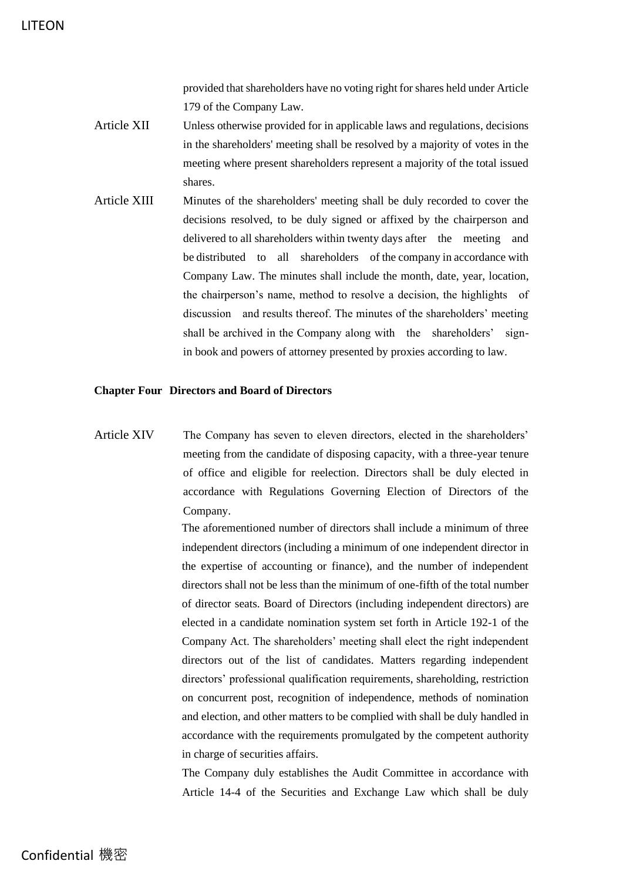provided that shareholders have no voting right for shares held under Article 179 of the Company Law.

Article XII Unless otherwise provided for in applicable laws and regulations, decisions in the shareholders' meeting shall be resolved by a majority of votes in the meeting where present shareholders represent a majority of the total issued shares.

Article XIII Minutes of the shareholders' meeting shall be duly recorded to cover the decisions resolved, to be duly signed or affixed by the chairperson and delivered to all shareholders within twenty days after the meeting and be distributed to all shareholders of the company in accordance with Company Law. The minutes shall include the month, date, year, location, the chairperson's name, method to resolve a decision, the highlights of discussion and results thereof. The minutes of the shareholders' meeting shall be archived in the Company along with the shareholders' sign-in book and powers of attorney presented by proxies according to law.

**Chapter Four Directors and Board of Directors**

Article XIV The Company has seven to eleven directors, elected in the shareholders' meeting from the candidate of disposing capacity, with a three-year tenure of office and eligible for reelection. Directors shall be duly elected in accordance with Regulations Governing Election of Directors of the Company.

The aforementioned number of directors shall include a minimum of three independent directors (including a minimum of one independent director in the expertise of accounting or finance), and the number of independent directors shall not be less than the minimum of one-fifth of the total number of director seats. Board of Directors (including independent directors) are elected in a candidate nomination system set forth in Article 192-1 of the Company Act. The shareholders' meeting shall elect the right independent directors out of the list of candidates. Matters regarding independent directors' professional qualification requirements, shareholding, restriction on concurrent post, recognition of independence, methods of nomination and election, and other matters to be complied with shall be duly handled in accordance with the requirements promulgated by the competent authority in charge of securities affairs.

The Company duly establishes the Audit Committee in accordance with Article 14-4 of the Securities and Exchange Law which shall be duly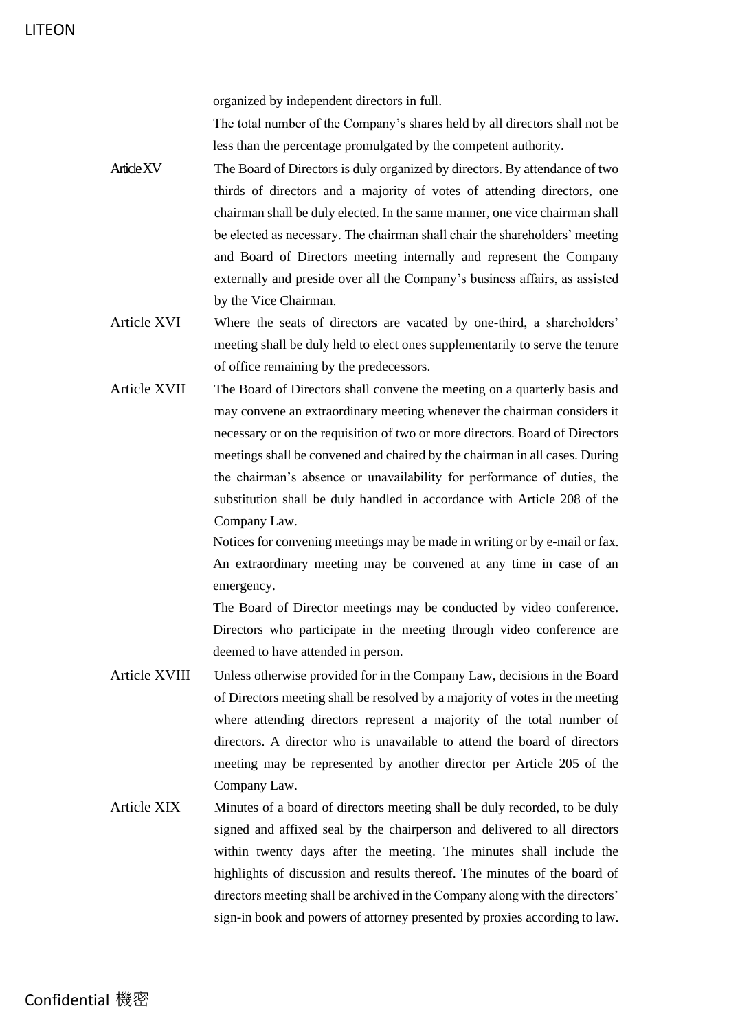organized by independent directors in full.

The total number of the Company's shares held by all directors shall not be less than the percentage promulgated by the competent authority.

**Article XV** The Board of Directors is duly organized by directors. By attendance of two thirds of directors and a majority of votes of attending directors, one chairman shall be duly elected. In the same manner, one vice chairman shall be elected as necessary. The chairman shall chair the shareholders' meeting and Board of Directors meeting internally and represent the Company externally and preside over all the Company's business affairs, as assisted by the Vice Chairman.

**Article XVI** Where the seats of directors are vacated by one-third, a shareholders' meeting shall be duly held to elect ones supplementarily to serve the tenure of office remaining by the predecessors.

**Article XVII** The Board of Directors shall convene the meeting on a quarterly basis and may convene an extraordinary meeting whenever the chairman considers it necessary or on the requisition of two or more directors. Board of Directors meetings shall be convened and chaired by the chairman in all cases. During the chairman's absence or unavailability for performance of duties, the substitution shall be duly handled in accordance with Article 208 of the Company Law.

Notices for convening meetings may be made in writing or by e-mail or fax. An extraordinary meeting may be convened at any time in case of an emergency.

The Board of Director meetings may be conducted by video conference. Directors who participate in the meeting through video conference are deemed to have attended in person.

**Article XVIII** Unless otherwise provided for in the Company Law, decisions in the Board of Directors meeting shall be resolved by a majority of votes in the meeting where attending directors represent a majority of the total number of directors. A director who is unavailable to attend the board of directors meeting may be represented by another director per Article 205 of the Company Law.

**Article XIX** Minutes of a board of directors meeting shall be duly recorded, to be duly signed and affixed seal by the chairperson and delivered to all directors within twenty days after the meeting. The minutes shall include the highlights of discussion and results thereof. The minutes of the board of directors meeting shall be archived in the Company along with the directors' sign-in book and powers of attorney presented by proxies according to law.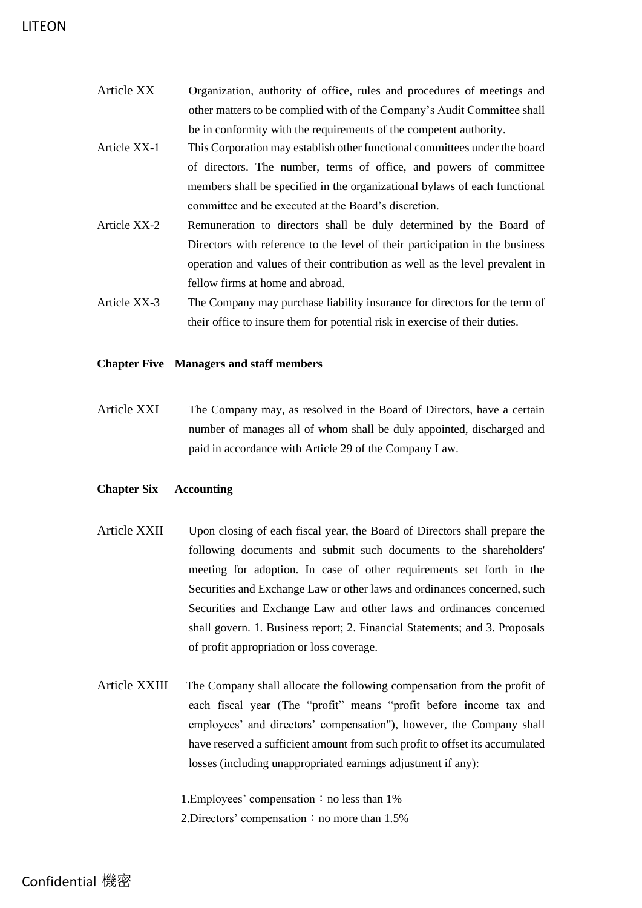**Article XX** Organization, authority of office, rules and procedures of meetings and other matters to be complied with of the Company's Audit Committee shall be in conformity with the requirements of the competent authority.

**Article XX-1** This Corporation may establish other functional committees under the board of directors. The number, terms of office, and powers of committee members shall be specified in the organizational bylaws of each functional committee and be executed at the Board's discretion.

**Article XX-2** Remuneration to directors shall be duly determined by the Board of Directors with reference to the level of their participation in the business operation and values of their contribution as well as the level prevalent in fellow firms at home and abroad.

**Article XX-3** The Company may purchase liability insurance for directors for the term of their office to insure them for potential risk in exercise of their duties.

## Chapter Five Managers and staff members

**Article XXI** The Company may, as resolved in the Board of Directors, have a certain number of manages all of whom shall be duly appointed, discharged and paid in accordance with Article 29 of the Company Law.

## Chapter Six Accounting

**Article XXII** Upon closing of each fiscal year, the Board of Directors shall prepare the following documents and submit such documents to the shareholders' meeting for adoption. In case of other requirements set forth in the Securities and Exchange Law or other laws and ordinances concerned, such Securities and Exchange Law and other laws and ordinances concerned shall govern. 1. Business report; 2. Financial Statements; and 3. Proposals of profit appropriation or loss coverage.

**Article XXIII** The Company shall allocate the following compensation from the profit of each fiscal year (The "profit" means "profit before income tax and employees' and directors' compensation"), however, the Company shall have reserved a sufficient amount from such profit to offset its accumulated losses (including unappropriated earnings adjustment if any):

1. Employees' compensation：no less than 1%
2. Directors' compensation：no more than 1.5%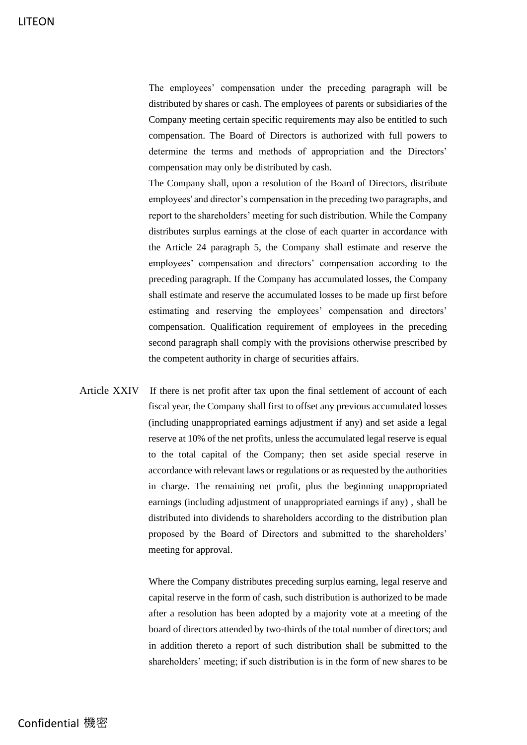The employees' compensation under the preceding paragraph will be distributed by shares or cash. The employees of parents or subsidiaries of the Company meeting certain specific requirements may also be entitled to such compensation. The Board of Directors is authorized with full powers to determine the terms and methods of appropriation and the Directors' compensation may only be distributed by cash.

The Company shall, upon a resolution of the Board of Directors, distribute employees' and director's compensation in the preceding two paragraphs, and report to the shareholders' meeting for such distribution. While the Company distributes surplus earnings at the close of each quarter in accordance with the Article 24 paragraph 5, the Company shall estimate and reserve the employees' compensation and directors' compensation according to the preceding paragraph. If the Company has accumulated losses, the Company shall estimate and reserve the accumulated losses to be made up first before estimating and reserving the employees' compensation and directors' compensation. Qualification requirement of employees in the preceding second paragraph shall comply with the provisions otherwise prescribed by the competent authority in charge of securities affairs.

Article XXIV If there is net profit after tax upon the final settlement of account of each fiscal year, the Company shall first to offset any previous accumulated losses (including unappropriated earnings adjustment if any) and set aside a legal reserve at 10% of the net profits, unless the accumulated legal reserve is equal to the total capital of the Company; then set aside special reserve in accordance with relevant laws or regulations or as requested by the authorities in charge. The remaining net profit, plus the beginning unappropriated earnings (including adjustment of unappropriated earnings if any) , shall be distributed into dividends to shareholders according to the distribution plan proposed by the Board of Directors and submitted to the shareholders' meeting for approval.

Where the Company distributes preceding surplus earning, legal reserve and capital reserve in the form of cash, such distribution is authorized to be made after a resolution has been adopted by a majority vote at a meeting of the board of directors attended by two-thirds of the total number of directors; and in addition thereto a report of such distribution shall be submitted to the shareholders' meeting; if such distribution is in the form of new shares to be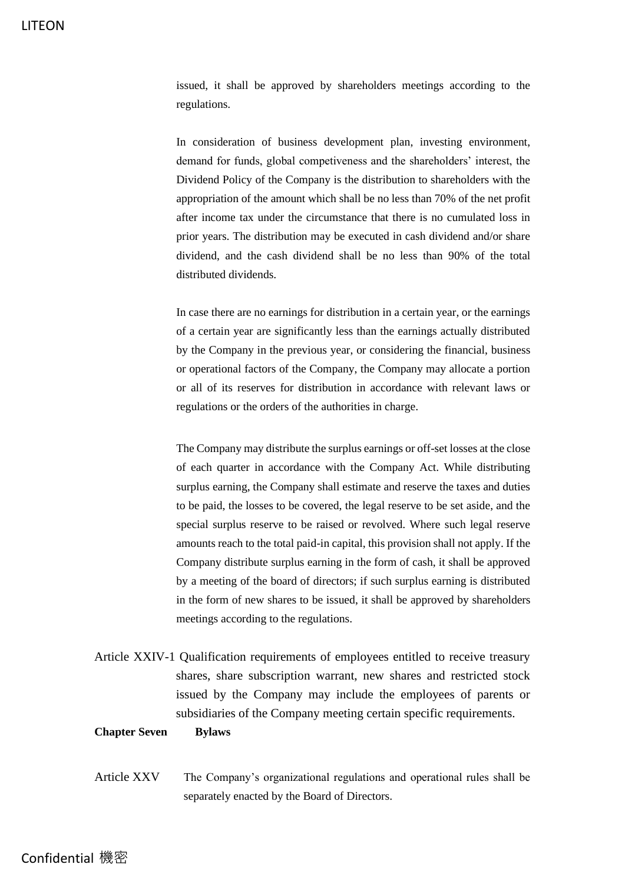issued, it shall be approved by shareholders meetings according to the regulations.

In consideration of business development plan, investing environment, demand for funds, global competiveness and the shareholders' interest, the Dividend Policy of the Company is the distribution to shareholders with the appropriation of the amount which shall be no less than 70% of the net profit after income tax under the circumstance that there is no cumulated loss in prior years. The distribution may be executed in cash dividend and/or share dividend, and the cash dividend shall be no less than 90% of the total distributed dividends.

In case there are no earnings for distribution in a certain year, or the earnings of a certain year are significantly less than the earnings actually distributed by the Company in the previous year, or considering the financial, business or operational factors of the Company, the Company may allocate a portion or all of its reserves for distribution in accordance with relevant laws or regulations or the orders of the authorities in charge.

The Company may distribute the surplus earnings or off-set losses at the close of each quarter in accordance with the Company Act. While distributing surplus earning, the Company shall estimate and reserve the taxes and duties to be paid, the losses to be covered, the legal reserve to be set aside, and the special surplus reserve to be raised or revolved. Where such legal reserve amounts reach to the total paid-in capital, this provision shall not apply. If the Company distribute surplus earning in the form of cash, it shall be approved by a meeting of the board of directors; if such surplus earning is distributed in the form of new shares to be issued, it shall be approved by shareholders meetings according to the regulations.

Article XXIV-1 Qualification requirements of employees entitled to receive treasury shares, share subscription warrant, new shares and restricted stock issued by the Company may include the employees of parents or subsidiaries of the Company meeting certain specific requirements.

## Chapter Seven Bylaws

Article XXV The Company's organizational regulations and operational rules shall be separately enacted by the Board of Directors.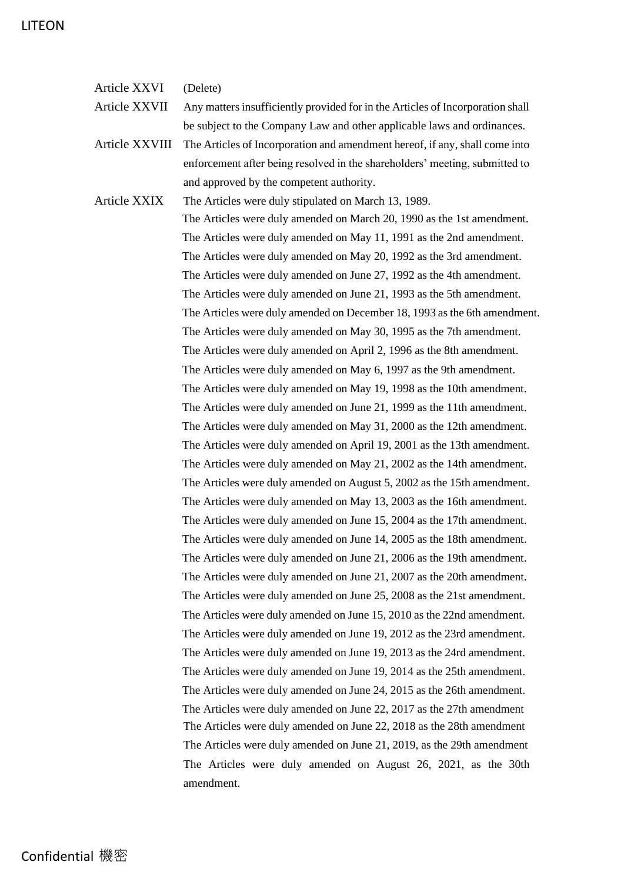Article XXVI (Delete)

Article XXVII Any matters insufficiently provided for in the Articles of Incorporation shall be subject to the Company Law and other applicable laws and ordinances.

Article XXVIII The Articles of Incorporation and amendment hereof, if any, shall come into enforcement after being resolved in the shareholders' meeting, submitted to and approved by the competent authority.

Article XXIX The Articles were duly stipulated on March 13, 1989.

The Articles were duly amended on March 20, 1990 as the 1st amendment.
The Articles were duly amended on May 11, 1991 as the 2nd amendment.
The Articles were duly amended on May 20, 1992 as the 3rd amendment.
The Articles were duly amended on June 27, 1992 as the 4th amendment.
The Articles were duly amended on June 21, 1993 as the 5th amendment.
The Articles were duly amended on December 18, 1993 as the 6th amendment.
The Articles were duly amended on May 30, 1995 as the 7th amendment.
The Articles were duly amended on April 2, 1996 as the 8th amendment.
The Articles were duly amended on May 6, 1997 as the 9th amendment.
The Articles were duly amended on May 19, 1998 as the 10th amendment.
The Articles were duly amended on June 21, 1999 as the 11th amendment.
The Articles were duly amended on May 31, 2000 as the 12th amendment.
The Articles were duly amended on April 19, 2001 as the 13th amendment.
The Articles were duly amended on May 21, 2002 as the 14th amendment.
The Articles were duly amended on August 5, 2002 as the 15th amendment.
The Articles were duly amended on May 13, 2003 as the 16th amendment.
The Articles were duly amended on June 15, 2004 as the 17th amendment.
The Articles were duly amended on June 14, 2005 as the 18th amendment.
The Articles were duly amended on June 21, 2006 as the 19th amendment.
The Articles were duly amended on June 21, 2007 as the 20th amendment.
The Articles were duly amended on June 25, 2008 as the 21st amendment.
The Articles were duly amended on June 15, 2010 as the 22nd amendment.
The Articles were duly amended on June 19, 2012 as the 23rd amendment.
The Articles were duly amended on June 19, 2013 as the 24rd amendment.
The Articles were duly amended on June 19, 2014 as the 25th amendment.
The Articles were duly amended on June 24, 2015 as the 26th amendment.
The Articles were duly amended on June 22, 2017 as the 27th amendment
The Articles were duly amended on June 22, 2018 as the 28th amendment
The Articles were duly amended on June 21, 2019, as the 29th amendment
The Articles were duly amended on August 26, 2021, as the 30th amendment.